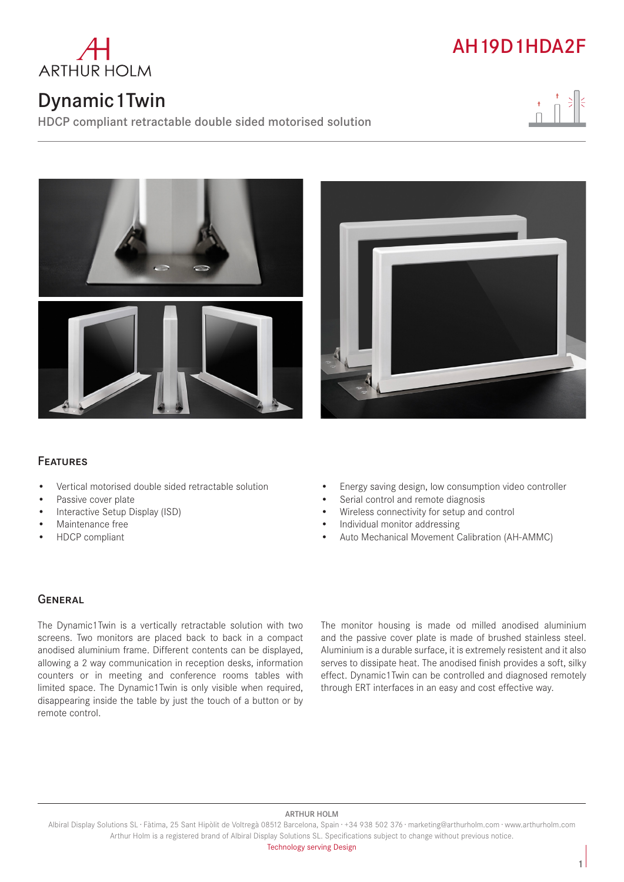ARTHUR HOLM

# AH19D1HDA2F

## Dynamic1Twin

HDCP compliant retractable double sided motorised solution

### Features

- Vertical motorised double sided retractable solution
- Passive cover plate
- Interactive Setup Display (ISD)
- Maintenance free
- HDCP compliant
- Energy saving design, low consumption video controller
- Serial control and remote diagnosis
- Wireless connectivity for setup and control
- Individual monitor addressing
- Auto Mechanical Movement Calibration (AH-AMMC)

### General

The Dynamic1Twin is a vertically retractable solution with two screens. Two monitors are placed back to back in a compact anodised aluminium frame. Different contents can be displayed, allowing a 2 way communication in reception desks, information counters or in meeting and conference rooms tables with limited space. The Dynamic1Twin is only visible when required, disappearing inside the table by just the touch of a button or by remote control.

The monitor housing is made od milled anodised aluminium and the passive cover plate is made of brushed stainless steel. Aluminium is a durable surface, it is extremely resistent and it also serves to dissipate heat. The anodised finish provides a soft, silky effect. Dynamic1Twin can be controlled and diagnosed remotely through ERT interfaces in an easy and cost effective way.

ARTHUR HOLM
Albiral Display Solutions SL · Fàtima, 25 Sant Hipòlit de Voltregà 08512 Barcelona, Spain · +34 938 502 376 · marketing@arthurholm.com · www.arthurholm.com
Arthur Holm is a registered brand of Albiral Display Solutions SL. Specifications subject to change without previous notice.
Technology serving Design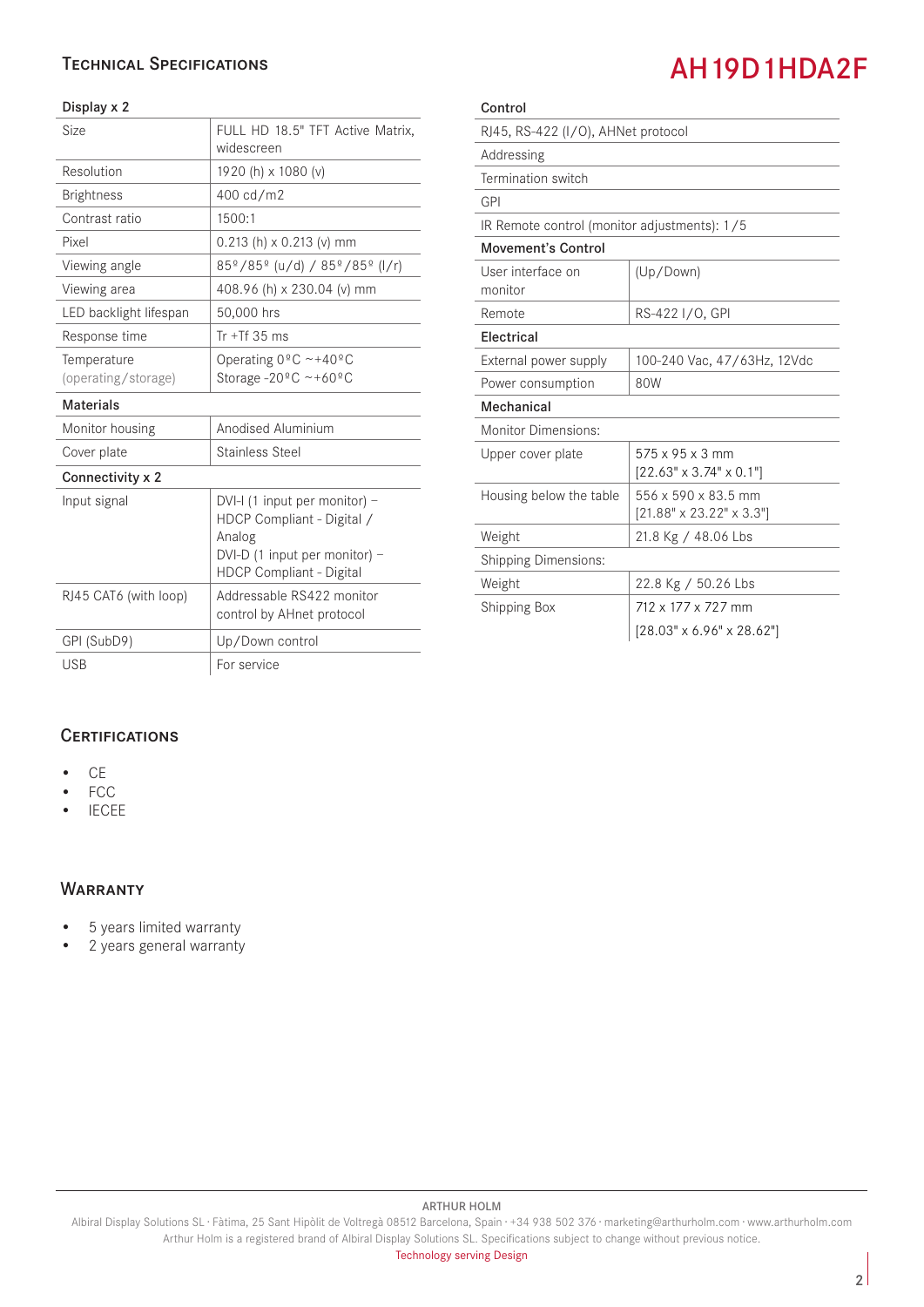## Technical Specifications

# AH19D1HDA2F

### Display x 2

| | |
|---|---|
| Size | FULL HD 18.5" TFT Active Matrix, widescreen |
| Resolution | 1920 (h) x 1080 (v) |
| Brightness | 400 cd/m2 |
| Contrast ratio | 1500:1 |
| Pixel | 0.213 (h) x 0.213 (v) mm |
| Viewing angle | 85º/85º (u/d) / 85º/85º (l/r) |
| Viewing area | 408.96 (h) x 230.04 (v) mm |
| LED backlight lifespan | 50,000 hrs |
| Response time | Tr +Tf 35 ms |
| Temperature (operating/storage) | Operating 0ºC ~+40ºC<br>Storage -20ºC ~+60ºC |

### Materials

| | |
|---|---|
| Monitor housing | Anodised Aluminium |
| Cover plate | Stainless Steel |

### Connectivity x 2

| | |
|---|---|
| Input signal | DVI-I (1 input per monitor) – HDCP Compliant - Digital / Analog<br>DVI-D (1 input per monitor) – HDCP Compliant - Digital |
| RJ45 CAT6 (with loop) | Addressable RS422 monitor control by AHnet protocol |
| GPI (SubD9) | Up/Down control |
| USB | For service |

### Control

| |
|---|
| RJ45, RS-422 (I/O), AHNet protocol |
| Addressing |
| Termination switch |
| GPI |
| IR Remote control (monitor adjustments): 1/5 |

### Movement's Control

| | |
|---|---|
| User interface on monitor | (Up/Down) |
| Remote | RS-422 I/O, GPI |

### Electrical

| | |
|---|---|
| External power supply | 100-240 Vac, 47/63Hz, 12Vdc |
| Power consumption | 80W |

### Mechanical

| | |
|---|---|
| Monitor Dimensions: | |
| Upper cover plate | 575 x 95 x 3 mm<br>[22.63" x 3.74" x 0.1"] |
| Housing below the table | 556 x 590 x 83.5 mm<br>[21.88" x 23.22" x 3.3"] |
| Weight | 21.8 Kg / 48.06 Lbs |
| Shipping Dimensions: | |
| Weight | 22.8 Kg / 50.26 Lbs |
| Shipping Box | 712 x 177 x 727 mm<br>[28.03" x 6.96" x 28.62"] |

## Certifications

- CE
- FCC
- IECEE

## Warranty

- 5 years limited warranty
- 2 years general warranty

ARTHUR HOLM

Albiral Display Solutions SL · Fàtima, 25 Sant Hipòlit de Voltregà 08512 Barcelona, Spain · +34 938 502 376 · marketing@arthurholm.com · www.arthurholm.com
Arthur Holm is a registered brand of Albiral Display Solutions SL. Specifications subject to change without previous notice.
Technology serving Design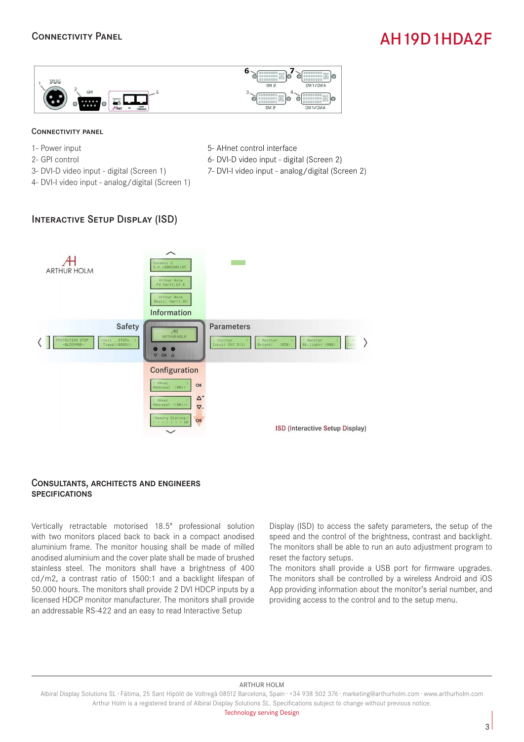## Connectivity Panel

### Connectivity panel

1- Power input
2- GPI control
3- DVI-D video input - digital (Screen 1)
4- DVI-I video input - analog/digital (Screen 1)
5- AHnet control interface
6- DVI-D video input - digital (Screen 2)
7- DVI-I video input - analog/digital (Screen 2)

## Interactive Setup Display (ISD)

ISD (Interactive Setup Display)

## Consultants, architects and engineers specifications

Vertically retractable motorised 18.5" professional solution with two monitors placed back to back in a compact anodised aluminium frame. The monitor housing shall be made of milled anodised aluminium and the cover plate shall be made of brushed stainless steel. The monitors shall have a brightness of 400 cd/m2, a contrast ratio of 1500:1 and a backlight lifespan of 50.000 hours. The monitors shall provide 2 DVI HDCP inputs by a licensed HDCP monitor manufacturer. The monitors shall provide an addressable RS-422 and an easy to read Interactive Setup Display (ISD) to access the safety parameters, the setup of the speed and the control of the brightness, contrast and backlight. The monitors shall be able to run an auto adjustment program to reset the factory setups.

The monitors shall provide a USB port for firmware upgrades. The monitors shall be controlled by a wireless Android and iOS App providing information about the monitor's serial number, and providing access to the control and to the setup menu.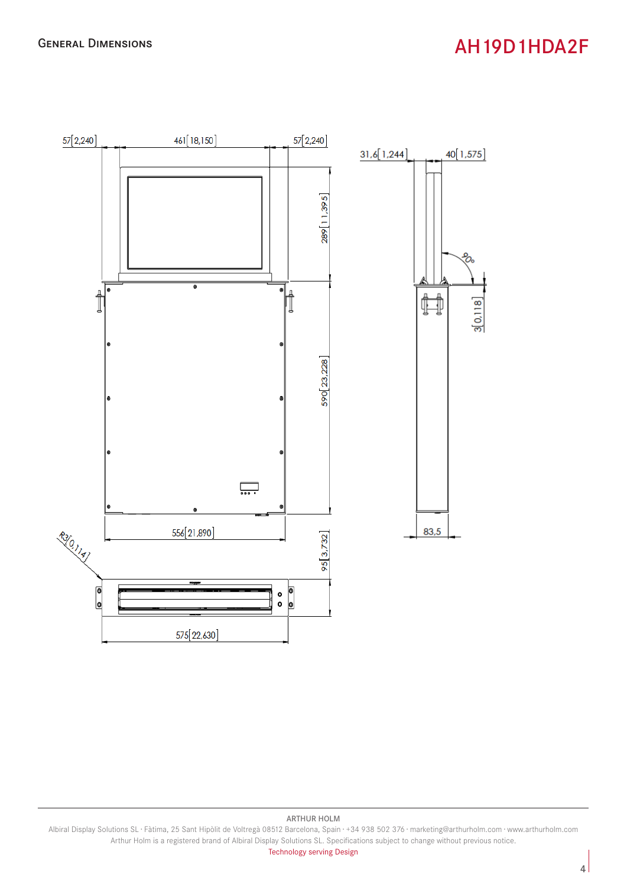# General Dimensions

## AH19D1HDA2F

57[2,240]
461[18,150]
57[2,240]
289[11,395]
590[23,228]
556[21,890]
95[3,732]
R3[0,114]
575[22,630]

31,6[1,244]
40[1,575]
90°
3[0,118]
83,5

ARTHUR HOLM

Albiral Display Solutions SL · Fàtima, 25 Sant Hipòlit de Voltregà 08512 Barcelona, Spain · +34 938 502 376 · marketing@arthurholm.com · www.arthurholm.com
Arthur Holm is a registered brand of Albiral Display Solutions SL. Specifications subject to change without previous notice.
Technology serving Design